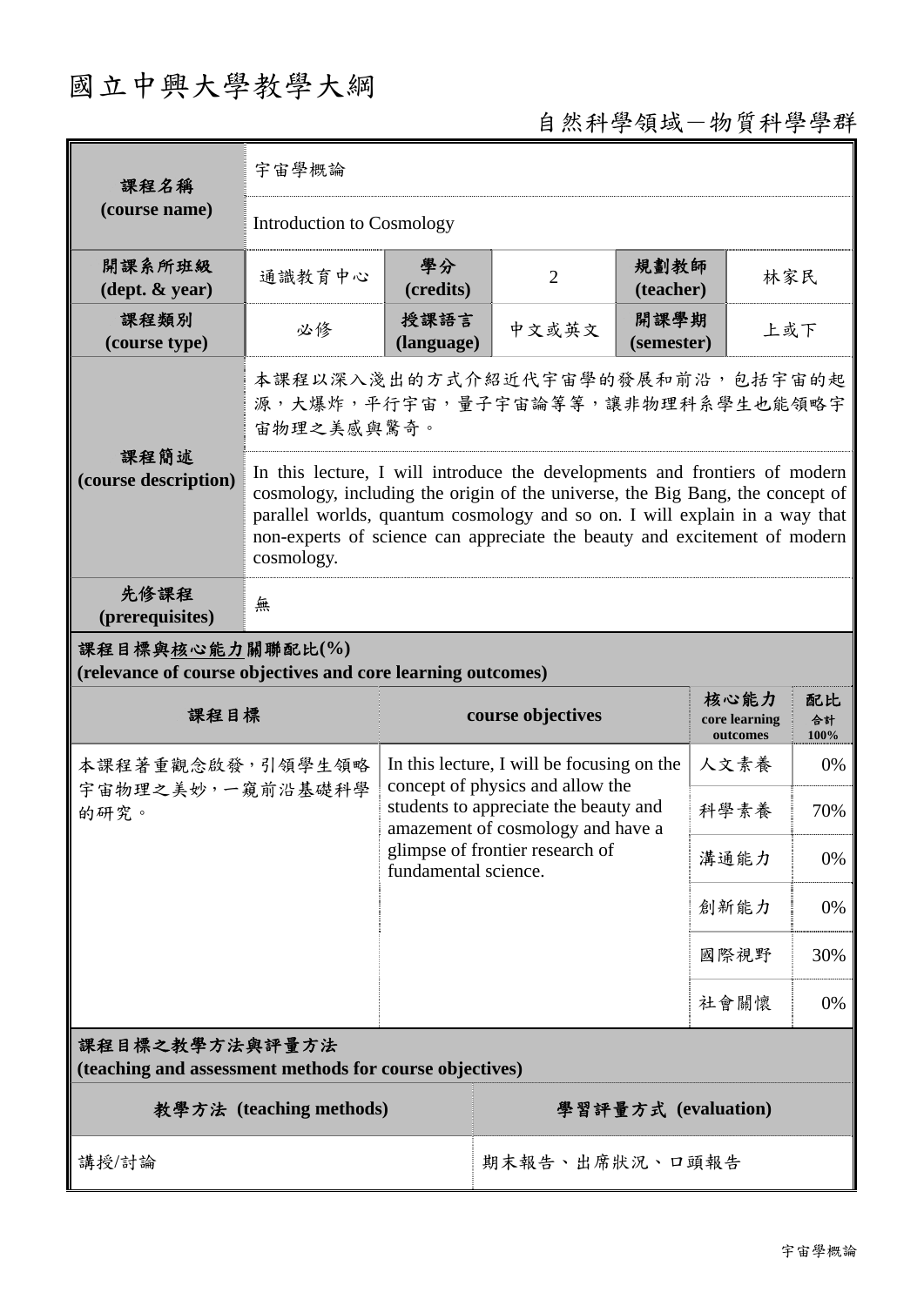# 國立中興大學教學大綱

自然科學領域－物質科學學群

| 課程名稱 (course name) | 宇宙學概論 | | | | |
|---|---|---|---|---|---|
| | Introduction to Cosmology | | | | |
| 開課系所班級 (dept. & year) | 通識教育中心 | 學分 (credits) | 2 | 規劃教師 (teacher) | 林家民 |
| 課程類別 (course type) | 必修 | 授課語言 (language) | 中文或英文 | 開課學期 (semester) | 上或下 |
| 課程簡述 (course description) | 本課程以深入淺出的方式介紹近代宇宙學的發展和前沿，包括宇宙的起源，大爆炸，平行宇宙，量子宇宙論等等，讓非物理科系學生也能領略宇宙物理之美感與驚奇。 | | | | |
| | In this lecture, I will introduce the developments and frontiers of modern cosmology, including the origin of the universe, the Big Bang, the concept of parallel worlds, quantum cosmology and so on. I will explain in a way that non-experts of science can appreciate the beauty and excitement of modern cosmology. | | | | |
| 先修課程 (prerequisites) | 無 | | | | |

**課程目標與核心能力關聯配比(%)**
**(relevance of course objectives and core learning outcomes)**

| 課程目標 | course objectives | 核心能力 core learning outcomes | 配比 合計 100% |
|---|---|---|---|
| 本課程著重觀念啟發，引領學生領略宇宙物理之美妙，一窺前沿基礎科學的研究。 | In this lecture, I will be focusing on the concept of physics and allow the students to appreciate the beauty and amazement of cosmology and have a glimpse of frontier research of fundamental science. | 人文素養 | 0% |
| | | 科學素養 | 70% |
| | | 溝通能力 | 0% |
| | | 創新能力 | 0% |
| | | 國際視野 | 30% |
| | | 社會關懷 | 0% |

**課程目標之教學方法與評量方法**
**(teaching and assessment methods for course objectives)**

| 教學方法 (teaching methods) | 學習評量方式 (evaluation) |
|---|---|
| 講授/討論 | 期末報告、出席狀況、口頭報告 |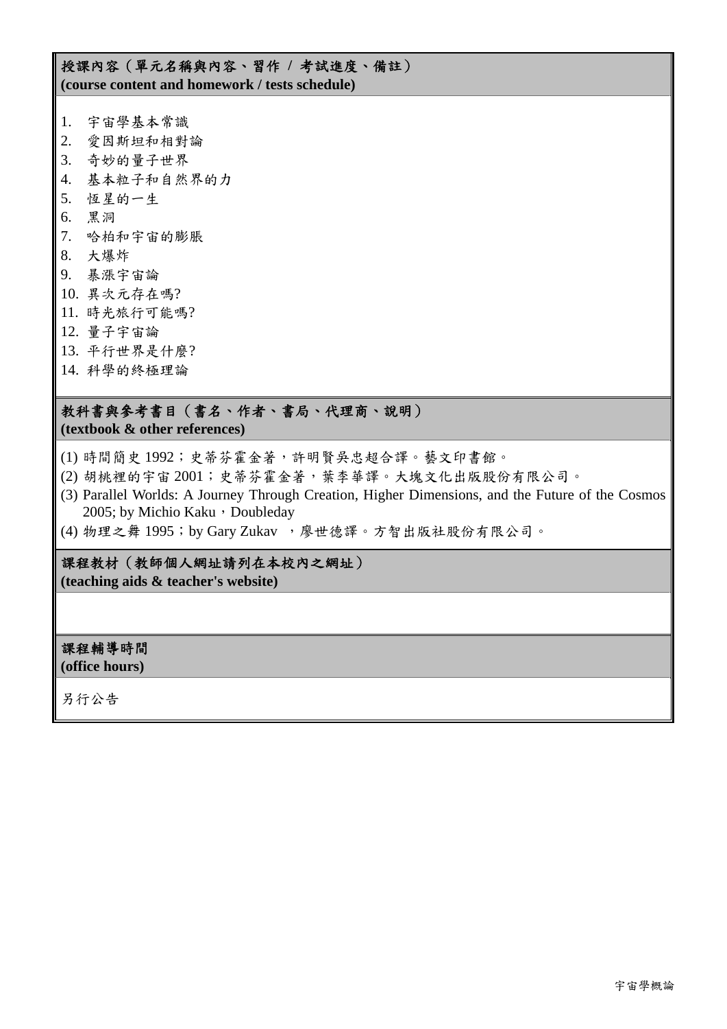**授課內容（單元名稱與內容、習作 / 考試進度、備註）**
**(course content and homework / tests schedule)**

1. 宇宙學基本常識
2. 愛因斯坦和相對論
3. 奇妙的量子世界
4. 基本粒子和自然界的力
5. 恆星的一生
6. 黑洞
7. 哈柏和宇宙的膨脹
8. 大爆炸
9. 暴漲宇宙論
10. 異次元存在嗎?
11. 時光旅行可能嗎?
12. 量子宇宙論
13. 平行世界是什麼?
14. 科學的終極理論

**教科書與參考書目（書名、作者、書局、代理商、說明）**
**(textbook & other references)**

(1) 時間簡史 1992；史蒂芬霍金著，許明賢吳忠超合譯。藝文印書館。
(2) 胡桃裡的宇宙 2001；史蒂芬霍金著，葉李華譯。大塊文化出版股份有限公司。
(3) Parallel Worlds: A Journey Through Creation, Higher Dimensions, and the Future of the Cosmos 2005; by Michio Kaku，Doubleday
(4) 物理之舞 1995；by Gary Zukav ，廖世德譯。方智出版社股份有限公司。

**課程教材（教師個人網址請列在本校內之網址）**
**(teaching aids & teacher's website)**

**課程輔導時間**
**(office hours)**

另行公告